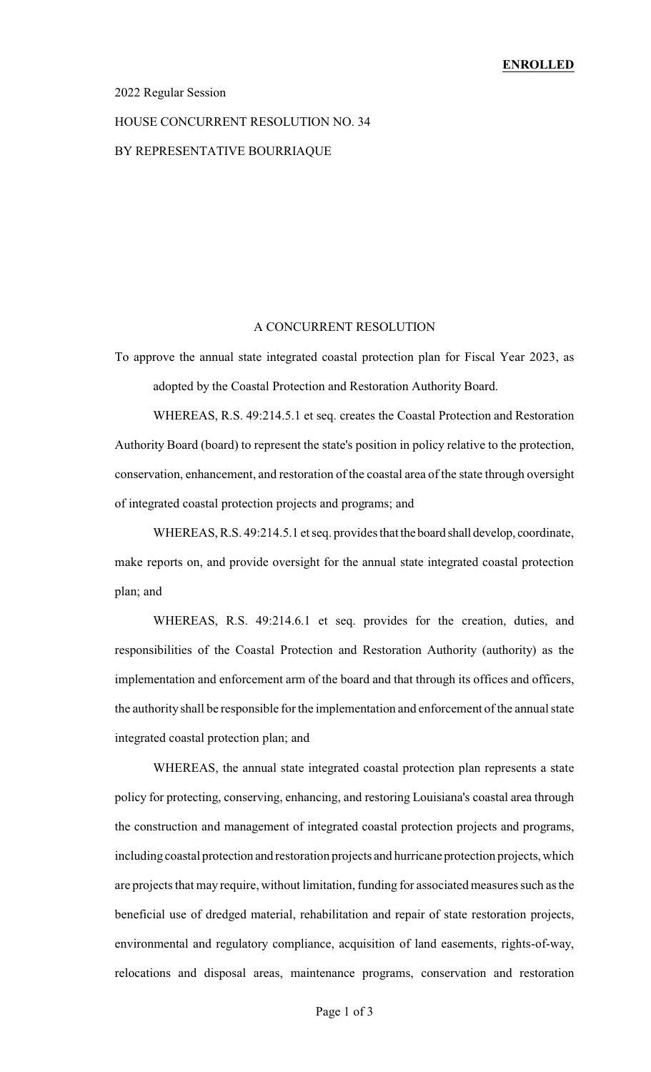**ENROLLED**

2022 Regular Session

HOUSE CONCURRENT RESOLUTION NO. 34

BY REPRESENTATIVE BOURRIAQUE

A CONCURRENT RESOLUTION

To approve the annual state integrated coastal protection plan for Fiscal Year 2023, as adopted by the Coastal Protection and Restoration Authority Board.

WHEREAS, R.S. 49:214.5.1 et seq. creates the Coastal Protection and Restoration Authority Board (board) to represent the state's position in policy relative to the protection, conservation, enhancement, and restoration of the coastal area of the state through oversight of integrated coastal protection projects and programs; and

WHEREAS, R.S. 49:214.5.1 et seq. provides that the board shall develop, coordinate, make reports on, and provide oversight for the annual state integrated coastal protection plan; and

WHEREAS, R.S. 49:214.6.1 et seq. provides for the creation, duties, and responsibilities of the Coastal Protection and Restoration Authority (authority) as the implementation and enforcement arm of the board and that through its offices and officers, the authority shall be responsible for the implementation and enforcement of the annual state integrated coastal protection plan; and

WHEREAS, the annual state integrated coastal protection plan represents a state policy for protecting, conserving, enhancing, and restoring Louisiana's coastal area through the construction and management of integrated coastal protection projects and programs, including coastal protection and restoration projects and hurricane protection projects, which are projects that may require, without limitation, funding for associated measures such as the beneficial use of dredged material, rehabilitation and repair of state restoration projects, environmental and regulatory compliance, acquisition of land easements, rights-of-way, relocations and disposal areas, maintenance programs, conservation and restoration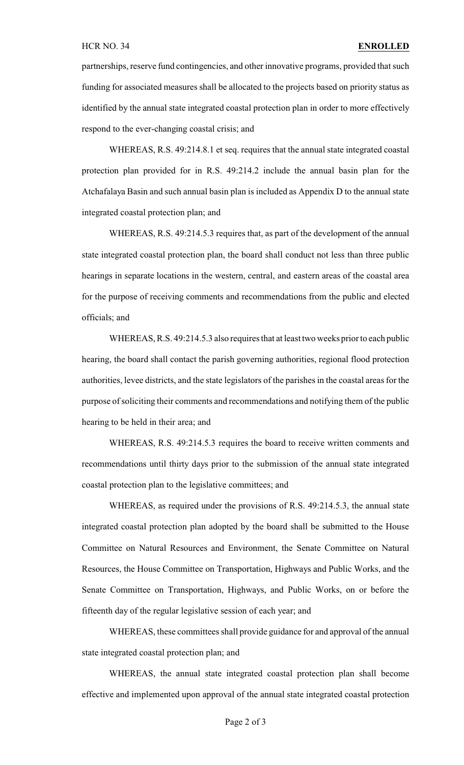partnerships, reserve fund contingencies, and other innovative programs, provided that such funding for associated measures shall be allocated to the projects based on priority status as identified by the annual state integrated coastal protection plan in order to more effectively respond to the ever-changing coastal crisis; and

WHEREAS, R.S. 49:214.8.1 et seq. requires that the annual state integrated coastal protection plan provided for in R.S. 49:214.2 include the annual basin plan for the Atchafalaya Basin and such annual basin plan is included as Appendix D to the annual state integrated coastal protection plan; and

WHEREAS, R.S. 49:214.5.3 requires that, as part of the development of the annual state integrated coastal protection plan, the board shall conduct not less than three public hearings in separate locations in the western, central, and eastern areas of the coastal area for the purpose of receiving comments and recommendations from the public and elected officials; and

WHEREAS, R.S. 49:214.5.3 also requires that at least two weeks prior to each public hearing, the board shall contact the parish governing authorities, regional flood protection authorities, levee districts, and the state legislators of the parishes in the coastal areas for the purpose of soliciting their comments and recommendations and notifying them of the public hearing to be held in their area; and

WHEREAS, R.S. 49:214.5.3 requires the board to receive written comments and recommendations until thirty days prior to the submission of the annual state integrated coastal protection plan to the legislative committees; and

WHEREAS, as required under the provisions of R.S. 49:214.5.3, the annual state integrated coastal protection plan adopted by the board shall be submitted to the House Committee on Natural Resources and Environment, the Senate Committee on Natural Resources, the House Committee on Transportation, Highways and Public Works, and the Senate Committee on Transportation, Highways, and Public Works, on or before the fifteenth day of the regular legislative session of each year; and

WHEREAS, these committees shall provide guidance for and approval of the annual state integrated coastal protection plan; and

WHEREAS, the annual state integrated coastal protection plan shall become effective and implemented upon approval of the annual state integrated coastal protection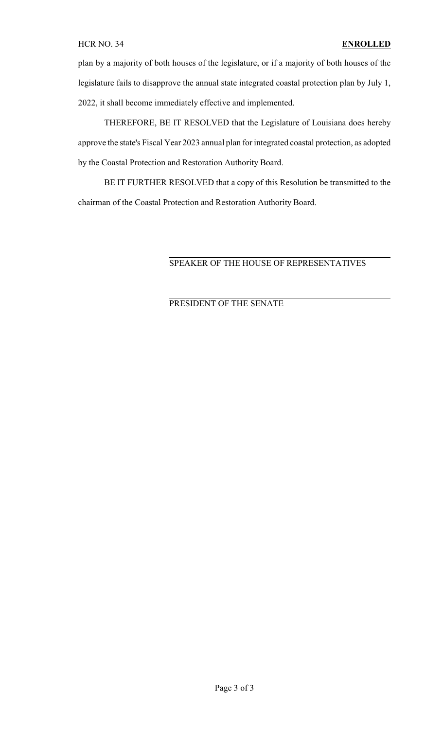plan by a majority of both houses of the legislature, or if a majority of both houses of the legislature fails to disapprove the annual state integrated coastal protection plan by July 1, 2022, it shall become immediately effective and implemented.

THEREFORE, BE IT RESOLVED that the Legislature of Louisiana does hereby approve the state's Fiscal Year 2023 annual plan for integrated coastal protection, as adopted by the Coastal Protection and Restoration Authority Board.

BE IT FURTHER RESOLVED that a copy of this Resolution be transmitted to the chairman of the Coastal Protection and Restoration Authority Board.

SPEAKER OF THE HOUSE OF REPRESENTATIVES

PRESIDENT OF THE SENATE